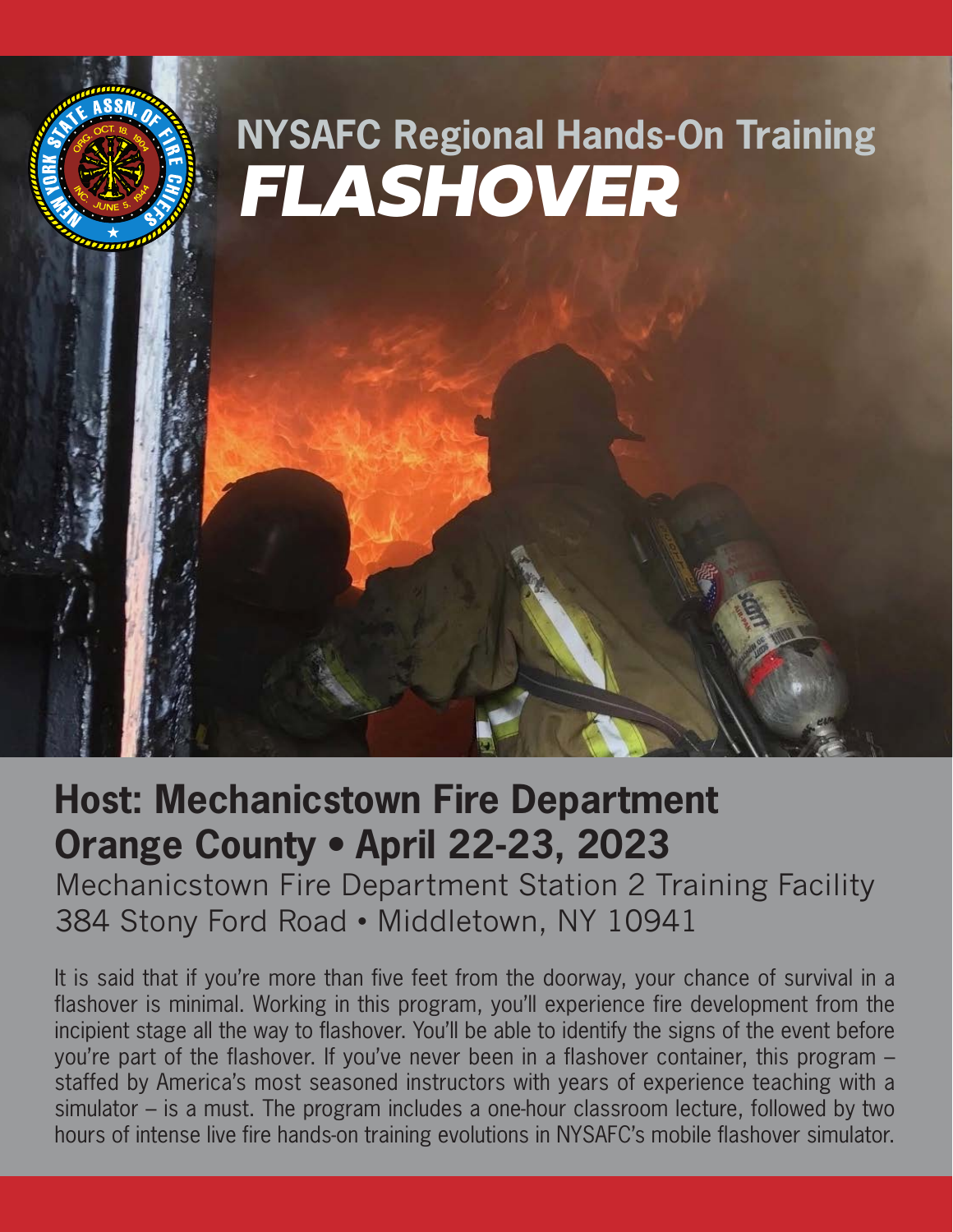# NYSAFC Regional Hands-On Training

# *FLASHOVER*

## Host: Mechanicstown Fire Department
## Orange County • April 22-23, 2023

Mechanicstown Fire Department Station 2 Training Facility
384 Stony Ford Road • Middletown, NY 10941

It is said that if you're more than five feet from the doorway, your chance of survival in a flashover is minimal. Working in this program, you'll experience fire development from the incipient stage all the way to flashover. You'll be able to identify the signs of the event before you're part of the flashover. If you've never been in a flashover container, this program – staffed by America's most seasoned instructors with years of experience teaching with a simulator – is a must. The program includes a one-hour classroom lecture, followed by two hours of intense live fire hands-on training evolutions in NYSAFC's mobile flashover simulator.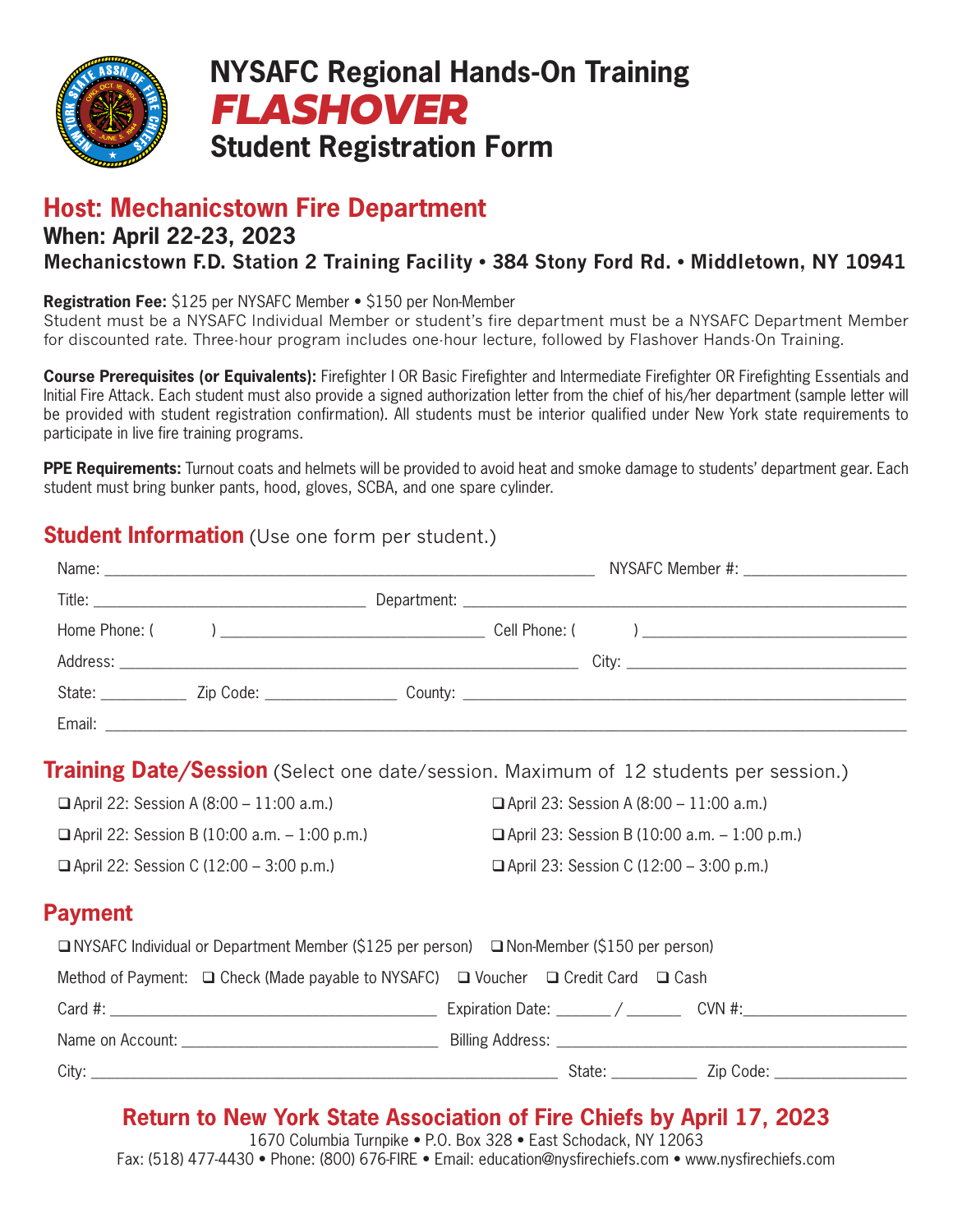# NYSAFC Regional Hands-On Training

## *FLASHOVER*

## Student Registration Form

## Host: Mechanicstown Fire Department

### When: April 22-23, 2023

**Mechanicstown F.D. Station 2 Training Facility • 384 Stony Ford Rd. • Middletown, NY 10941**

**Registration Fee:** $125 per NYSAFC Member • $150 per Non-Member
Student must be a NYSAFC Individual Member or student's fire department must be a NYSAFC Department Member for discounted rate. Three-hour program includes one-hour lecture, followed by Flashover Hands-On Training.

**Course Prerequisites (or Equivalents):** Firefighter I OR Basic Firefighter and Intermediate Firefighter OR Firefighting Essentials and Initial Fire Attack. Each student must also provide a signed authorization letter from the chief of his/her department (sample letter will be provided with student registration confirmation). All students must be interior qualified under New York state requirements to participate in live fire training programs.

**PPE Requirements:** Turnout coats and helmets will be provided to avoid heat and smoke damage to students' department gear. Each student must bring bunker pants, hood, gloves, SCBA, and one spare cylinder.

## Student Information (Use one form per student.)

Name: ______________________________ NYSAFC Member #: ______________

Title: ______________________ Department: ______________________________

Home Phone: (      ) ______________________ Cell Phone: (      ) ______________________

Address: ______________________________ City: ______________________

State: ________ Zip Code: ____________ County: ______________________________

Email: ____________________________________________________________

## Training Date/Session (Select one date/session. Maximum of 12 students per session.)

- ❑ April 22: Session A (8:00 – 11:00 a.m.)
- ❑ April 22: Session B (10:00 a.m. – 1:00 p.m.)
- ❑ April 22: Session C (12:00 – 3:00 p.m.)
- ❑ April 23: Session A (8:00 – 11:00 a.m.)
- ❑ April 23: Session B (10:00 a.m. – 1:00 p.m.)
- ❑ April 23: Session C (12:00 – 3:00 p.m.)

## Payment

❑ NYSAFC Individual or Department Member ($125 per person) ❑ Non-Member ($150 per person)

Method of Payment: ❑ Check (Made payable to NYSAFC) ❑ Voucher ❑ Credit Card ❑ Cash

Card #: ______________________________ Expiration Date: _____ / _____ CVN #: ______________

Name on Account: ______________________ Billing Address: ______________________________

City: ______________________________ State: ________ Zip Code: ____________

## Return to New York State Association of Fire Chiefs by April 17, 2023

1670 Columbia Turnpike • P.O. Box 328 • East Schodack, NY 12063
Fax: (518) 477-4430 • Phone: (800) 676-FIRE • Email: education@nysfirechiefs.com • www.nysfirechiefs.com